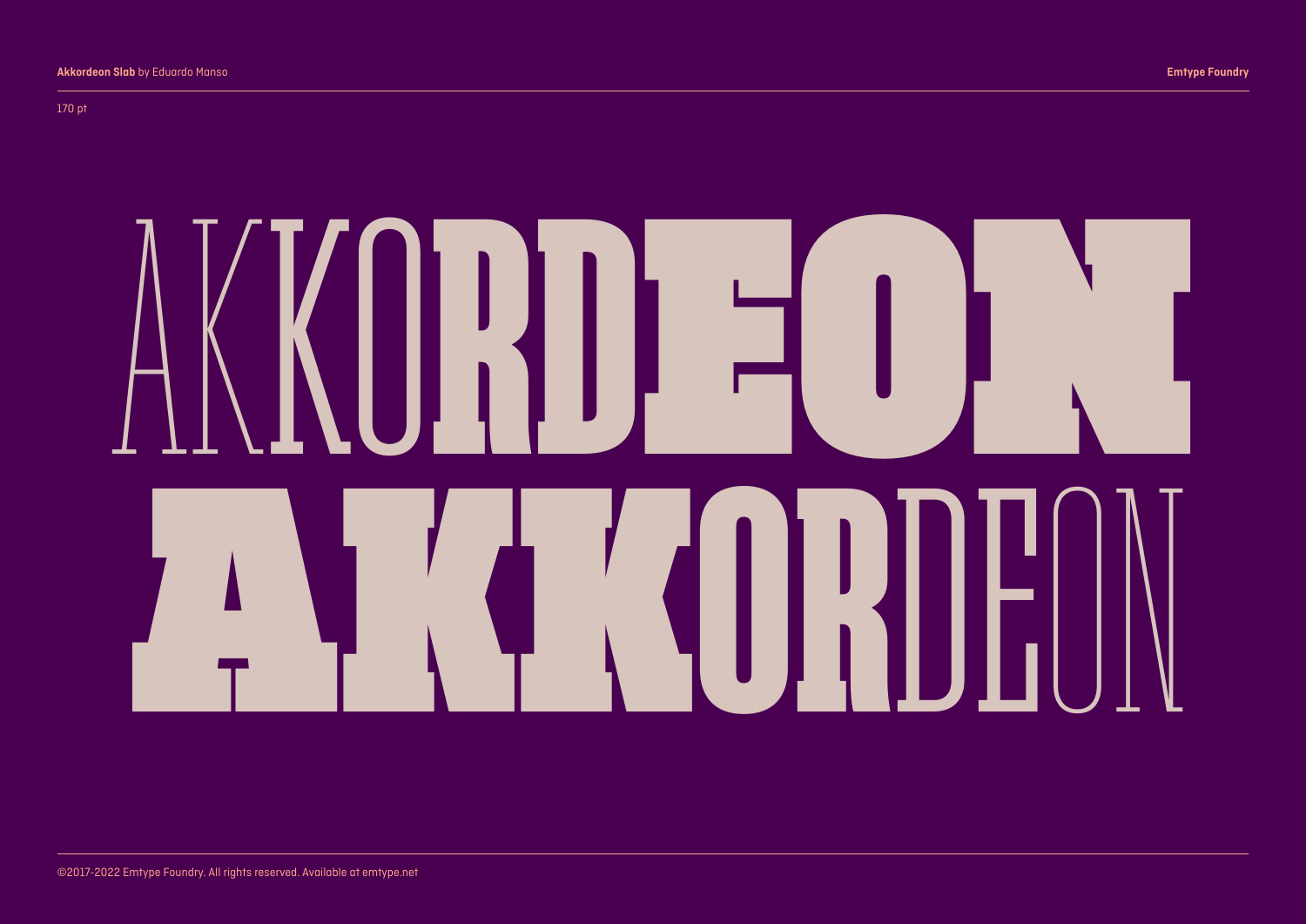**Akkordeon Slab** by Eduardo Manso

**Emtype Foundry**

170 pt

AKKORDEON
AKKORDEON

©2017-2022 Emtype Foundry. All rights reserved. Available at emtype.net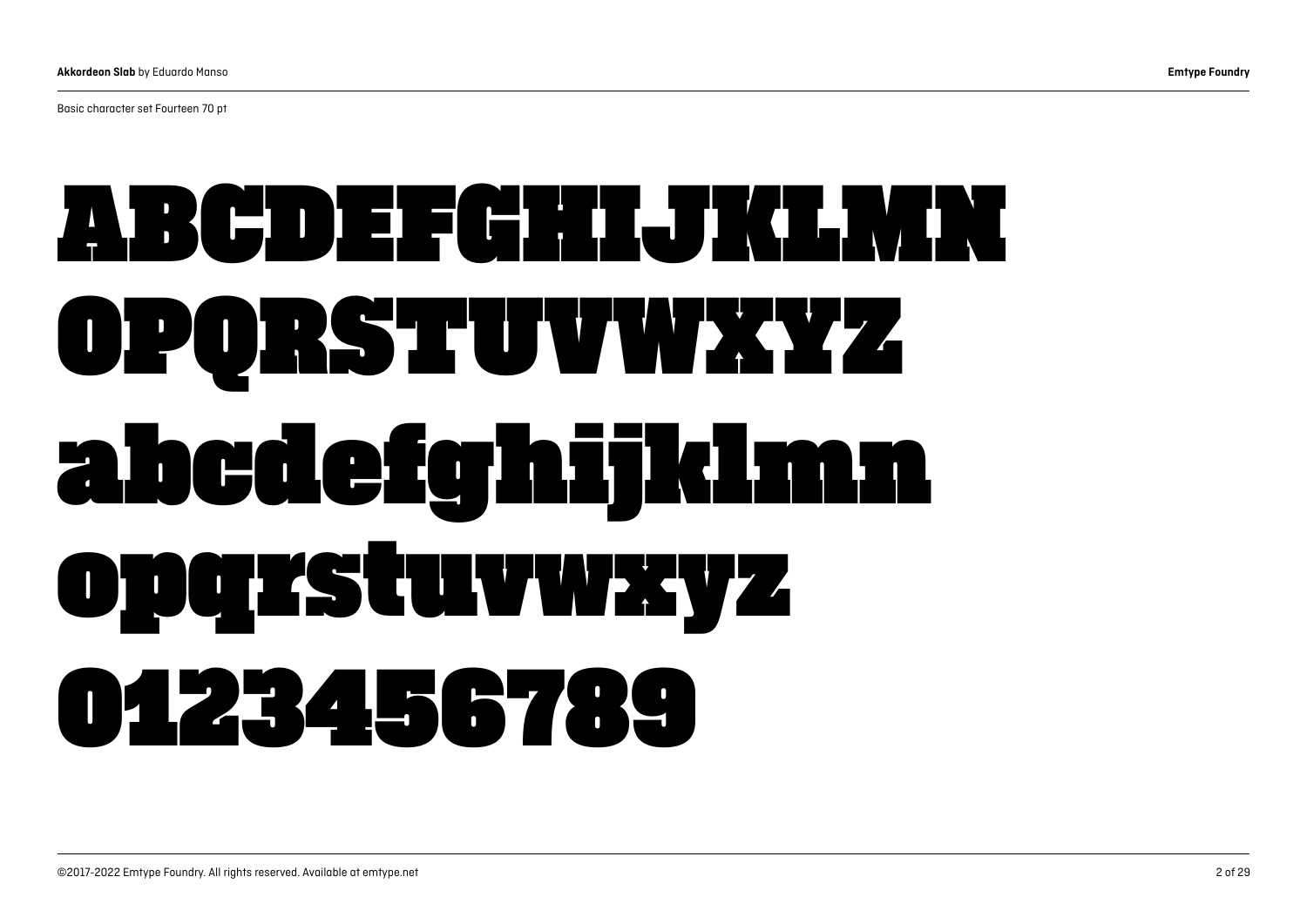Basic character set Fourteen 70 pt

ABCDEFGHIJKLMN
OPQRSTUVWXYZ
abcdefghijklmn
opqrstuvwxyz
0123456789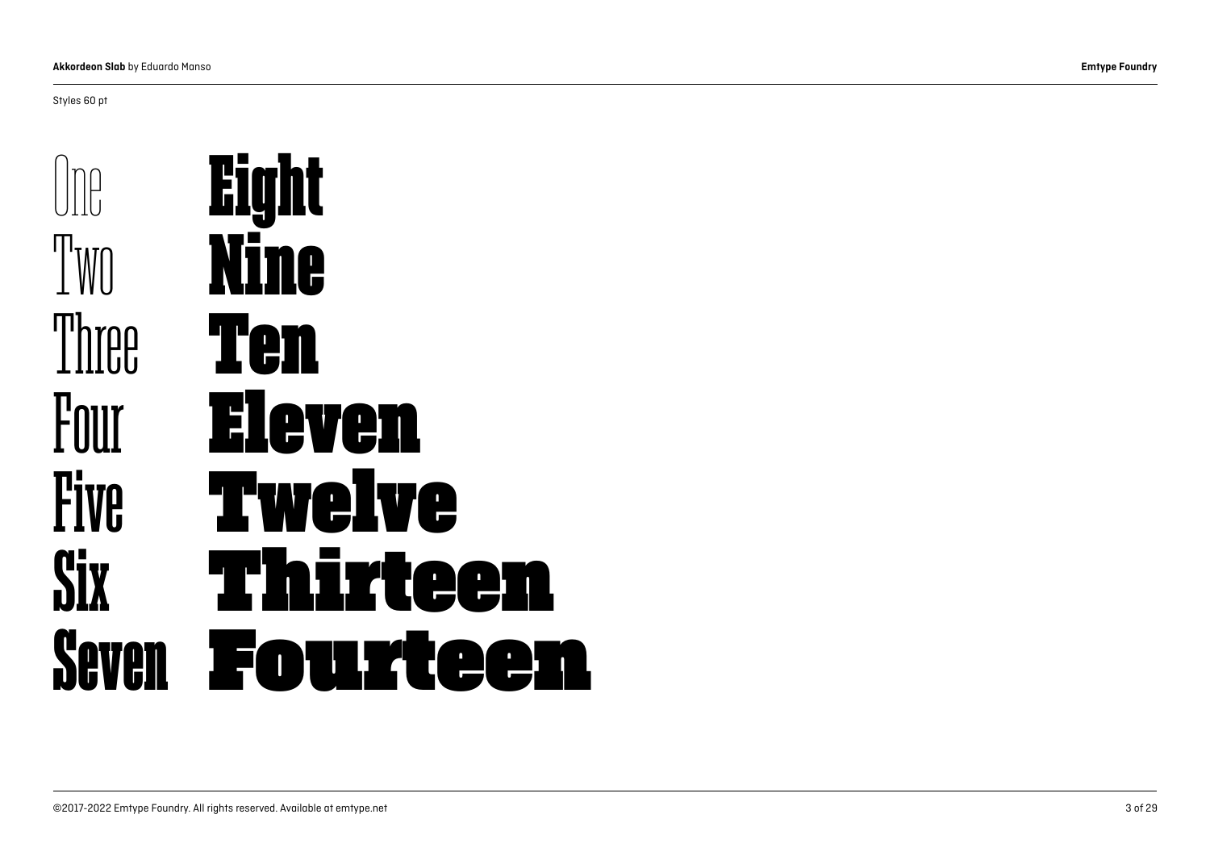Styles 60 pt

One
Two
Three
Four
Five
Six
Seven

Eight
Nine
Ten
Eleven
Twelve
Thirteen
Fourteen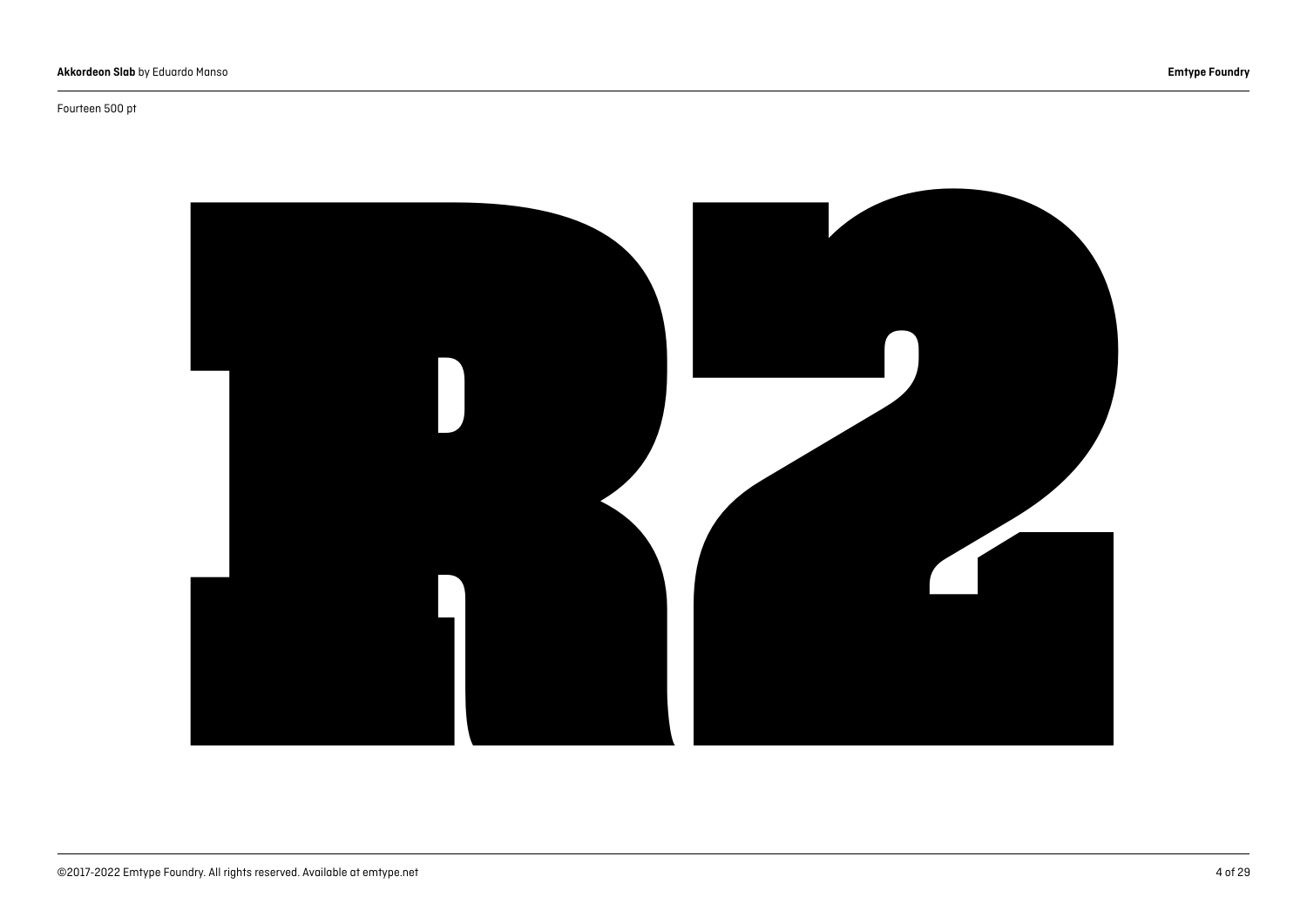Fourteen 500 pt

# R2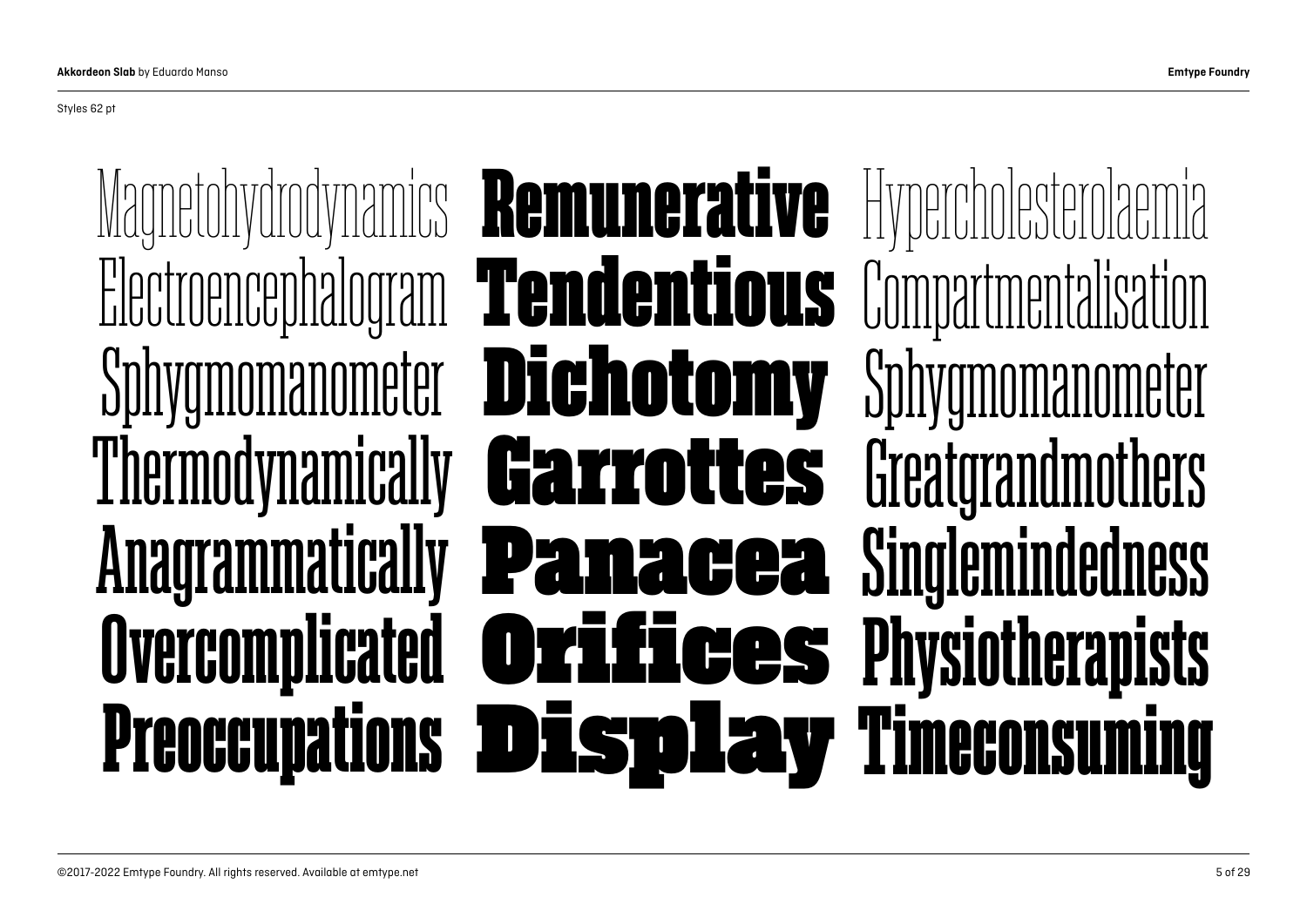Styles 62 pt

Magnetohydrodynamics Remunerative Hypercholesterolaemia
Electroencephalogram Tendentious Compartmentalisation
Sphygmomanometer Dichotomy Sphygmomanometer
Thermodynamically Garrottes Greatgrandmothers
Anagrammatically Panacea Singlemindedness
Overcomplicated Orifices Physiotherapists
Preoccupations Display Timeconsuming

©2017-2022 Emtype Foundry. All rights reserved. Available at emtype.net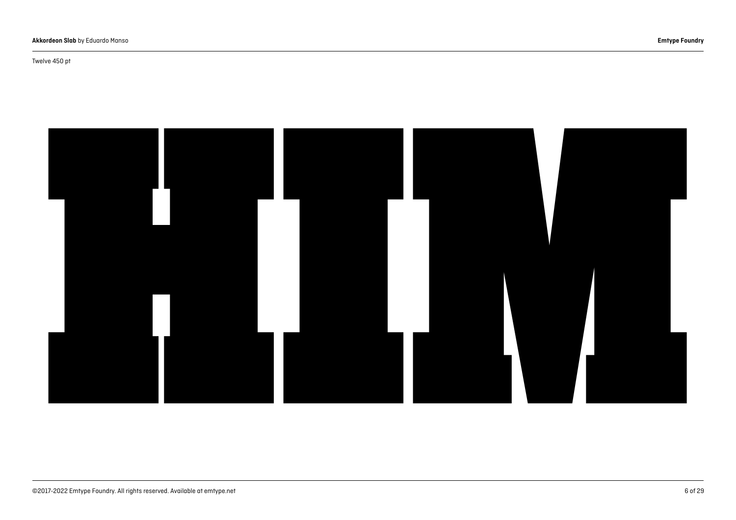Twelve 450 pt

HIM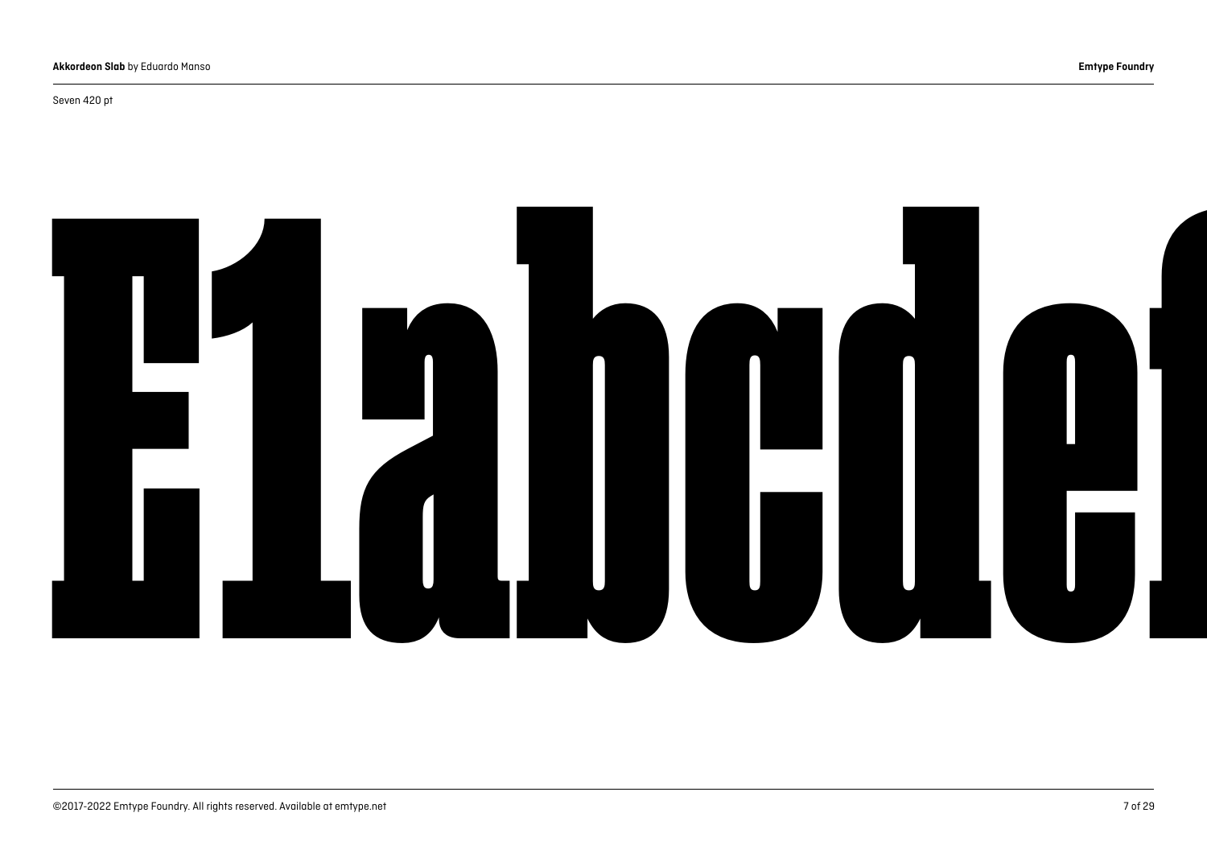Seven 420 pt

# E1abcdef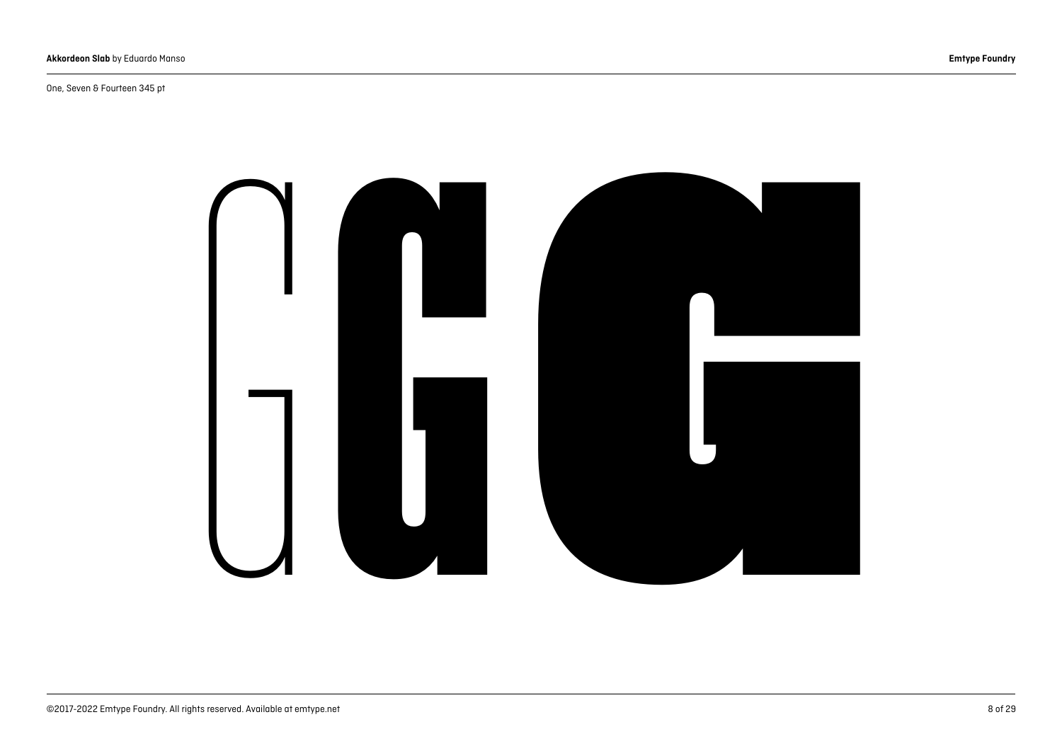One, Seven & Fourteen 345 pt

GGG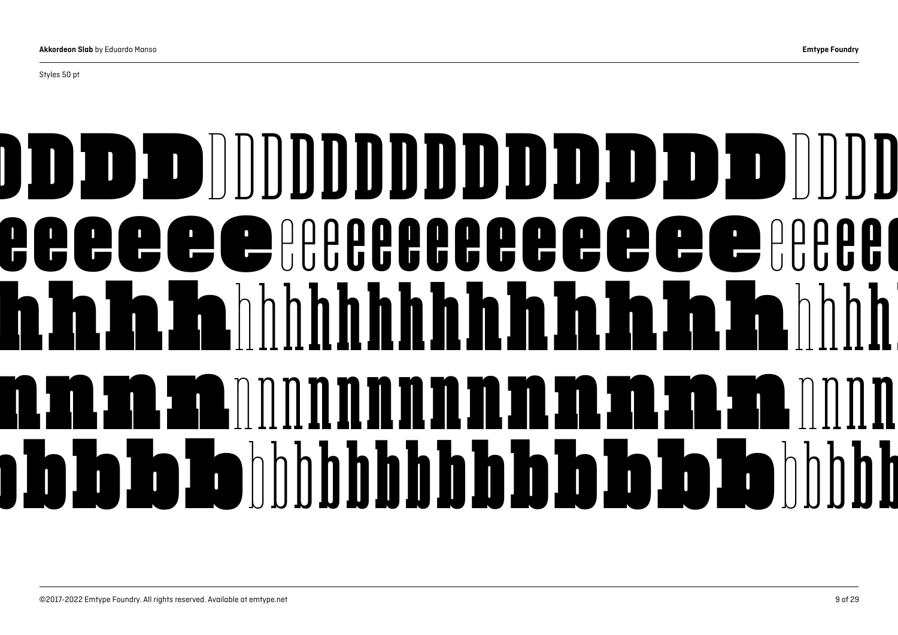Styles 50 pt

DDDDDDDDDDDDDDDDDDDDDD
eeeeeeeeeeeeeeeeeeeeeeee
hhhhhhhhhhhhhhhhhhhhhh
nnnnnnnnnnnnnnnnnnnnnn
bbbbbbbbbbbbbbbbbbbbbb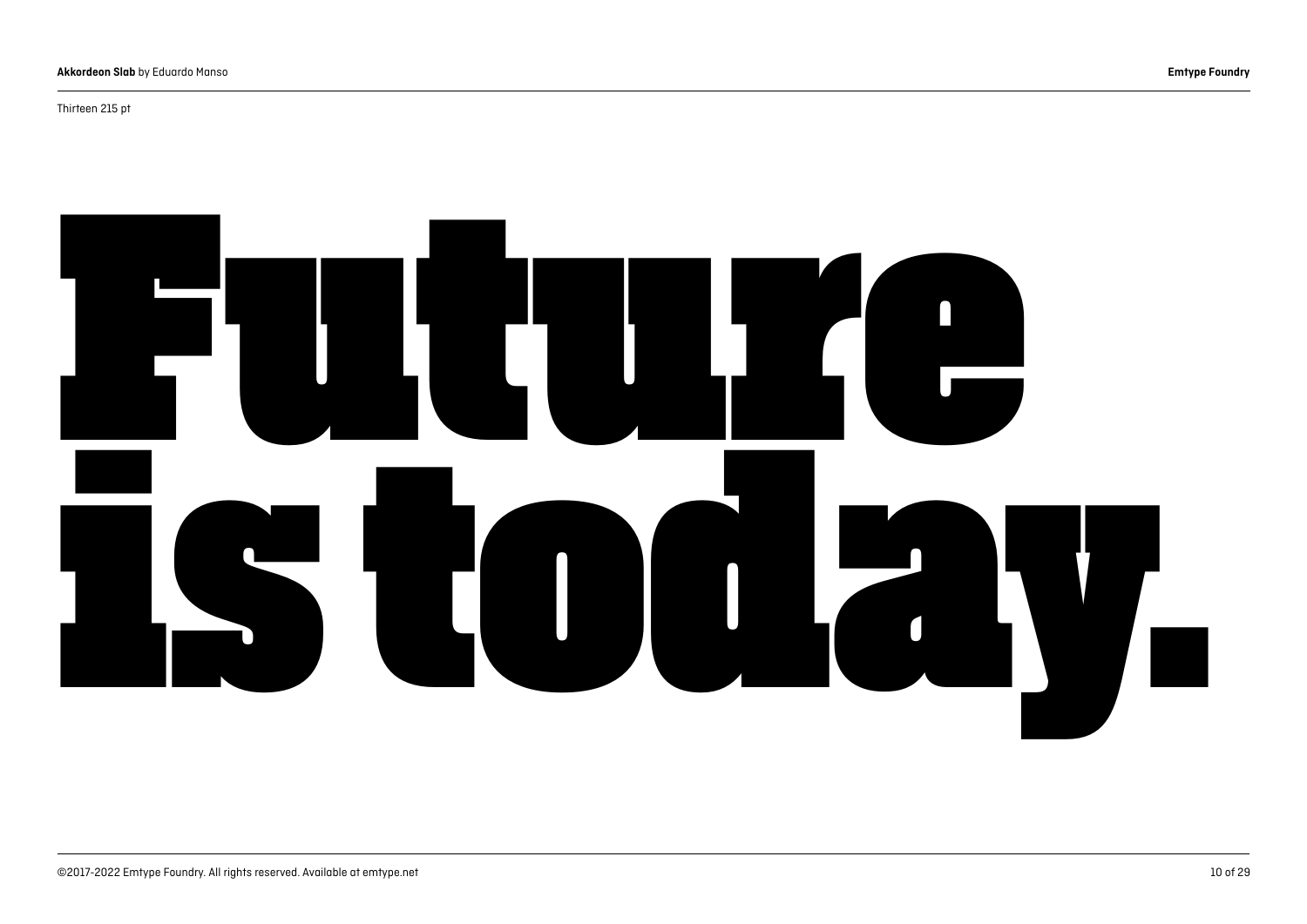Thirteen 215 pt

# Future is today.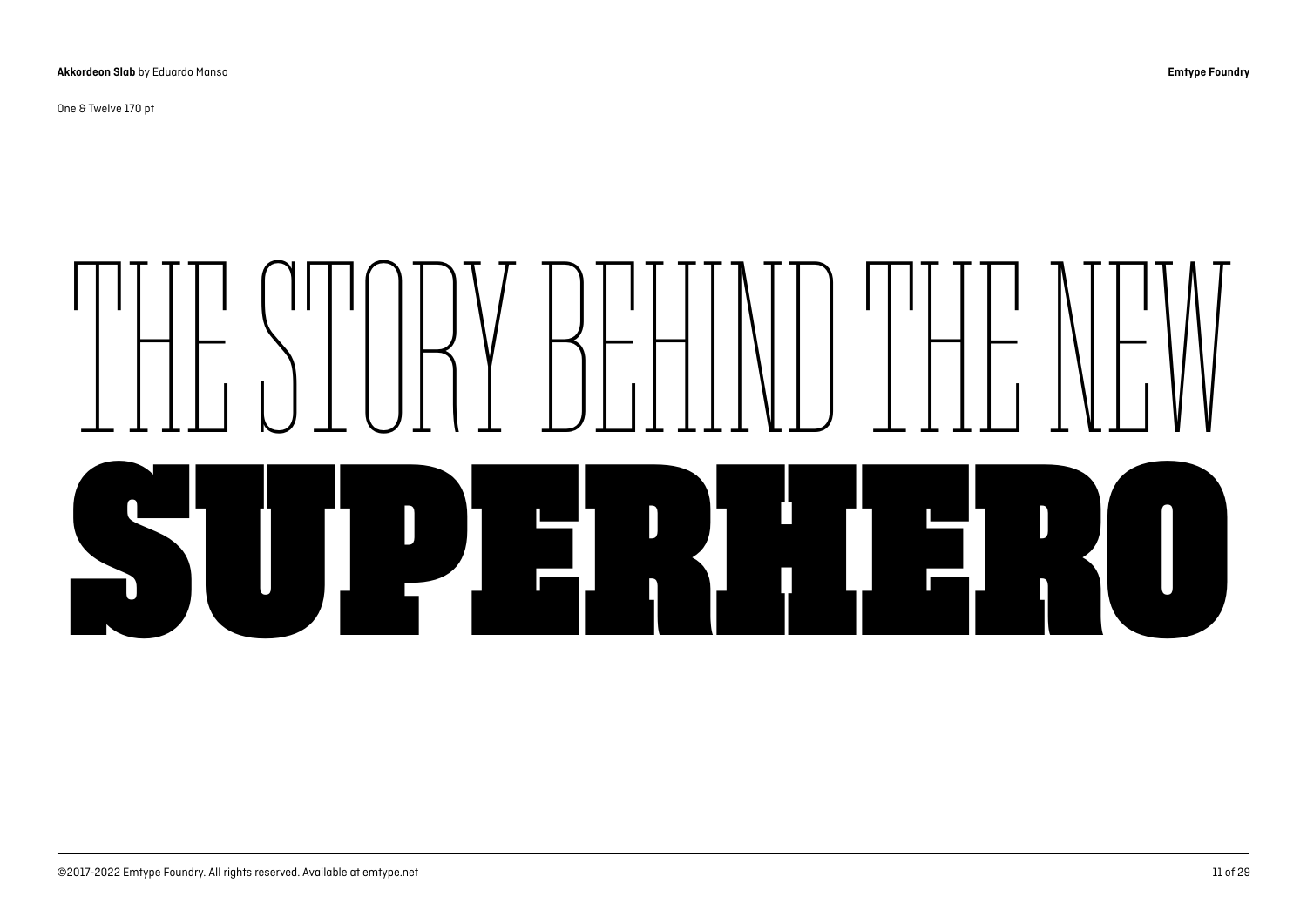One & Twelve 170 pt

THE STORY BEHIND THE NEW

**SUPERHERO**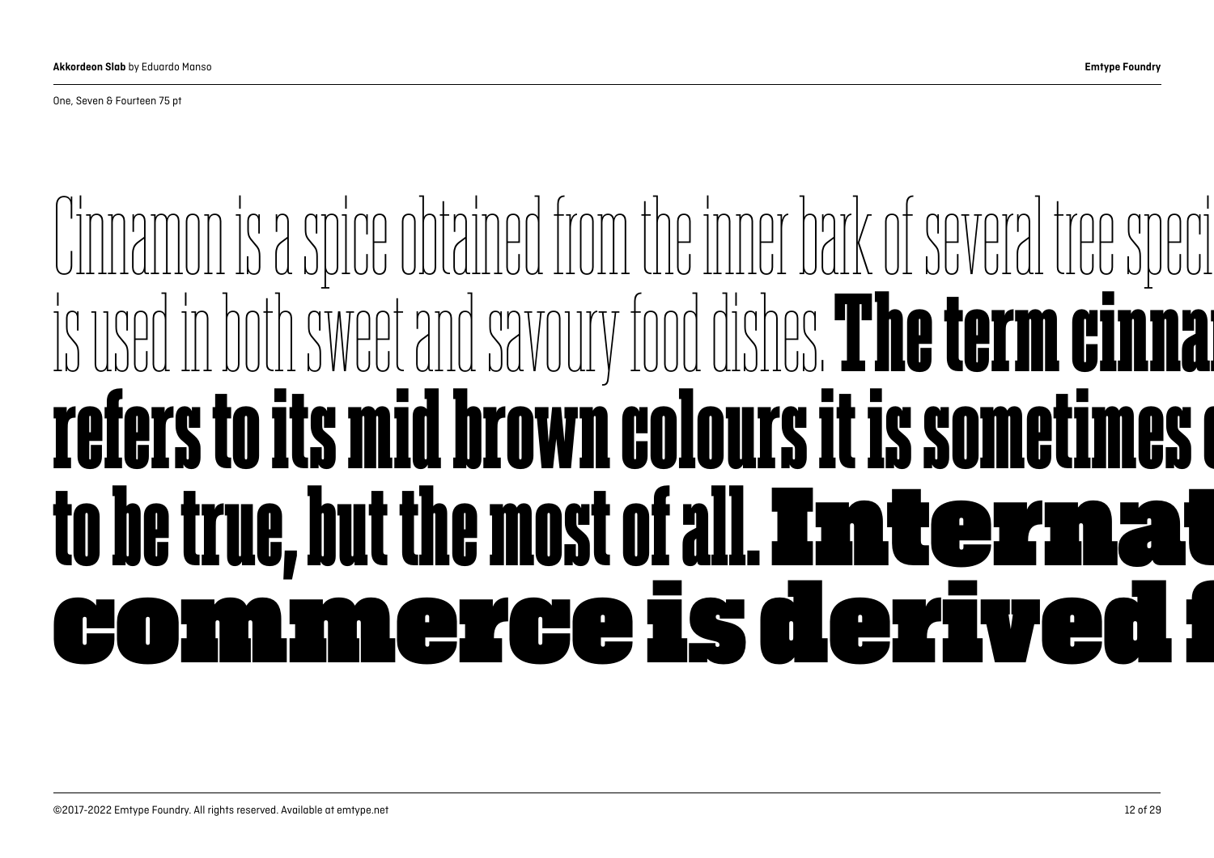One, Seven & Fourteen 75 pt

Cinnamon is a spice obtained from the inner bark of several tree speci is used in both sweet and savoury food dishes. **The term cinna refers to its mid brown colours it is sometimes c to be true, but the most of all. Internat commerce is derived f**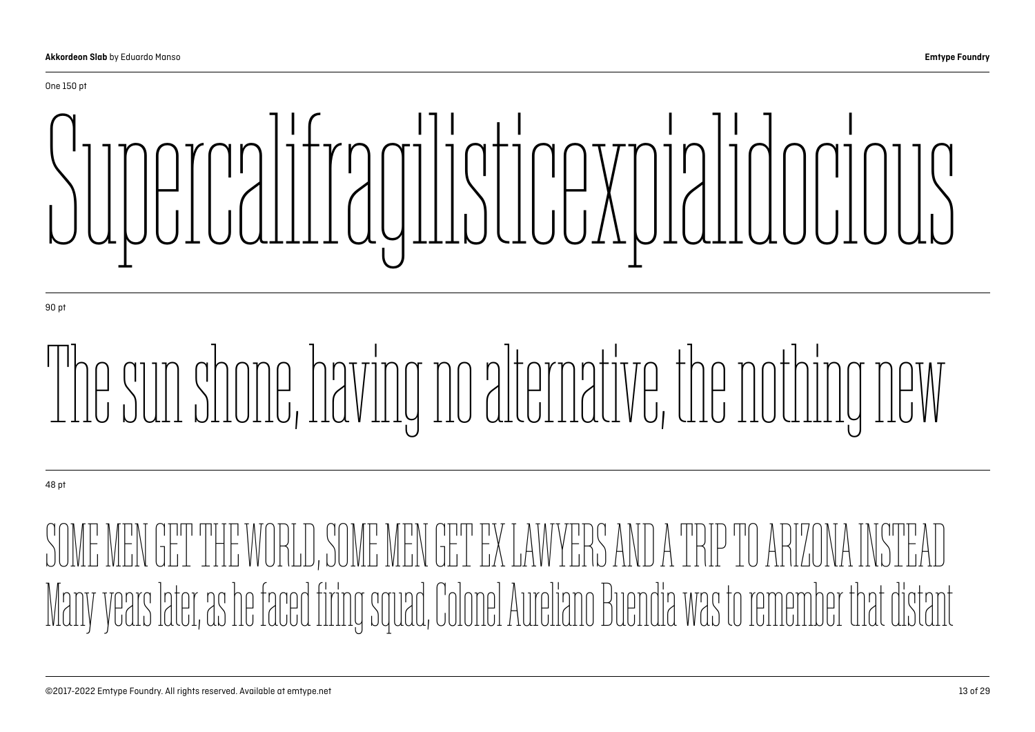One 150 pt

Supercalifragilisticexpialidocious

90 pt

The sun shone, having no alternative, the nothing new

48 pt

SOME MEN GET THE WORLD, SOME MEN GET EX LAWYERS AND A TRIP TO ARIZONA INSTEAD
Many years later, as he faced firing squad, Colonel Aureliano Buendia was to remember that distant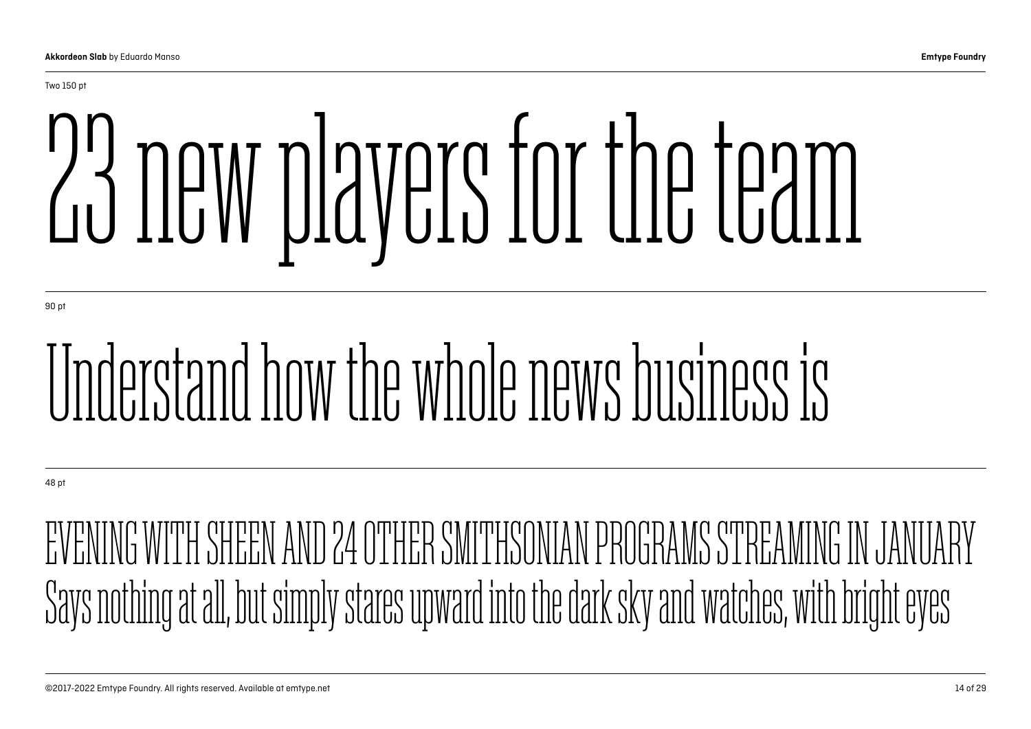Two 150 pt

# 23 new players for the team

90 pt

## Understand how the whole news business is

48 pt

EVENING WITH SHEEN AND 24 OTHER SMITHSONIAN PROGRAMS STREAMING IN JANUARY
Says nothing at all, but simply stares upward into the dark sky and watches, with bright eyes

©2017-2022 Emtype Foundry. All rights reserved. Available at emtype.net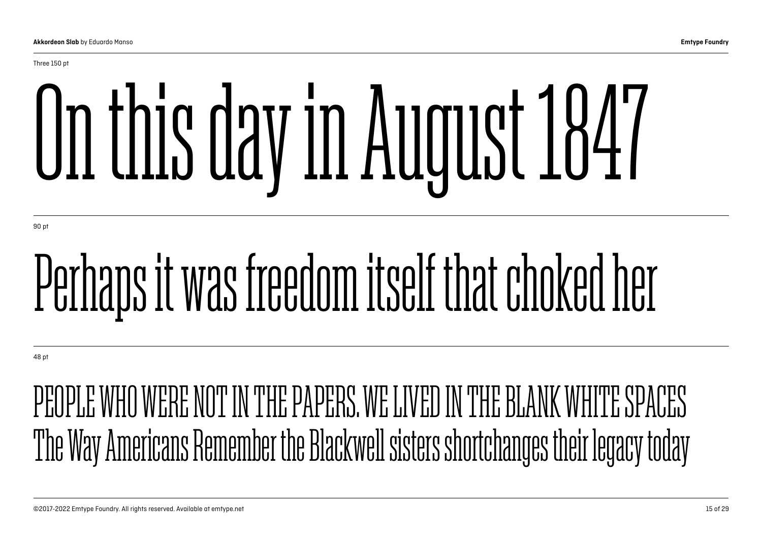Three 150 pt

On this day in August 1847

90 pt

Perhaps it was freedom itself that choked her

48 pt

PEOPLE WHO WERE NOT IN THE PAPERS. WE LIVED IN THE BLANK WHITE SPACES
The Way Americans Remember the Blackwell sisters shortchanges their legacy today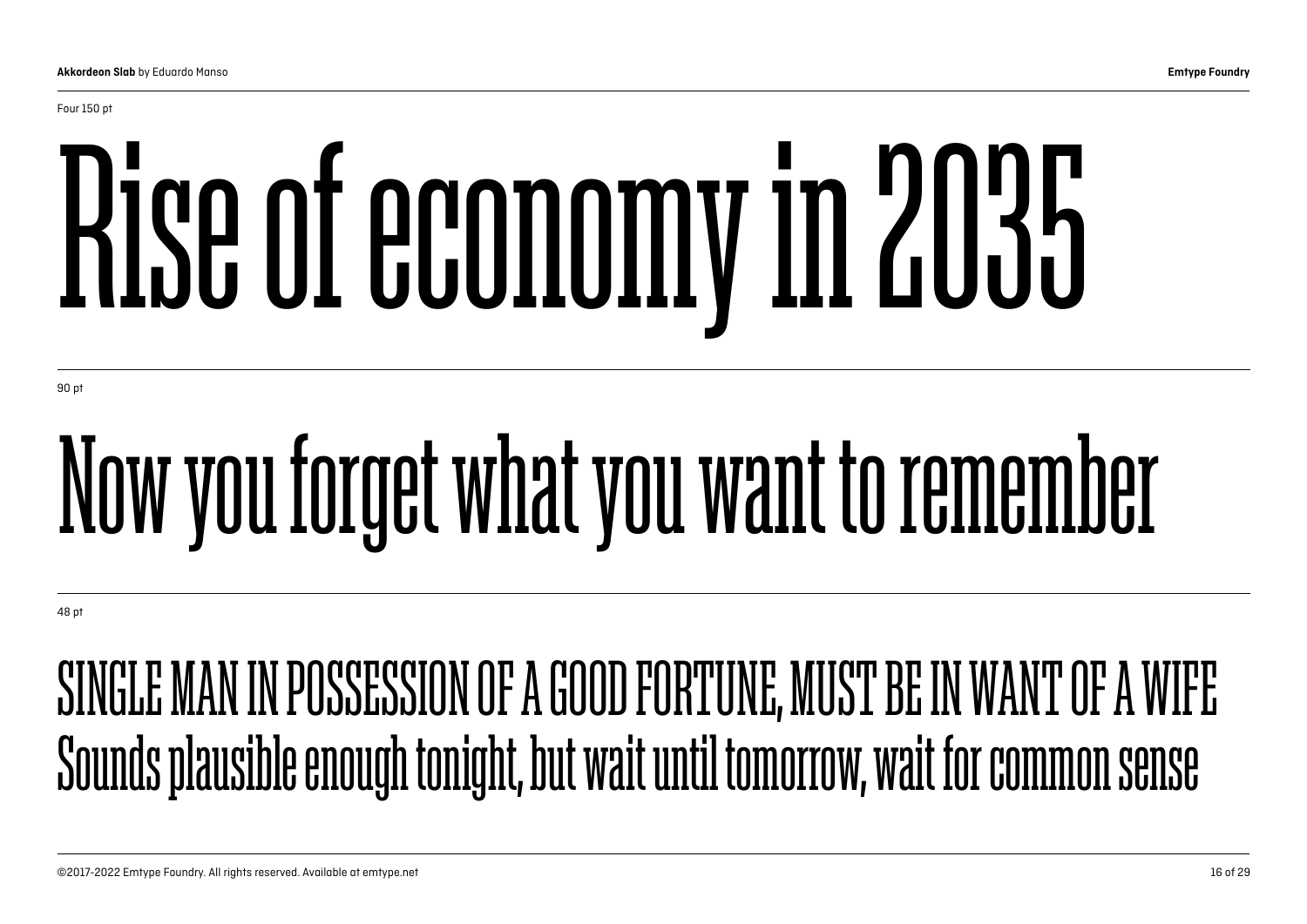Four 150 pt

# Rise of economy in 2035

90 pt

## Now you forget what you want to remember

48 pt

SINGLE MAN IN POSSESSION OF A GOOD FORTUNE, MUST BE IN WANT OF A WIFE
Sounds plausible enough tonight, but wait until tomorrow, wait for common sense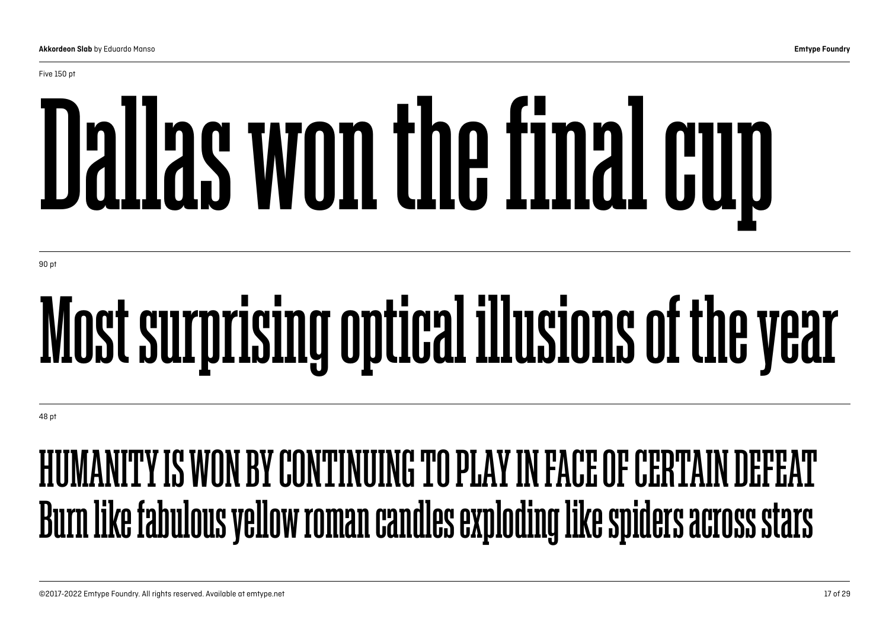Five 150 pt

# Dallas won the final cup

90 pt

# Most surprising optical illusions of the year

48 pt

## HUMANITY IS WON BY CONTINUING TO PLAY IN FACE OF CERTAIN DEFEAT
## Burn like fabulous yellow roman candles exploding like spiders across stars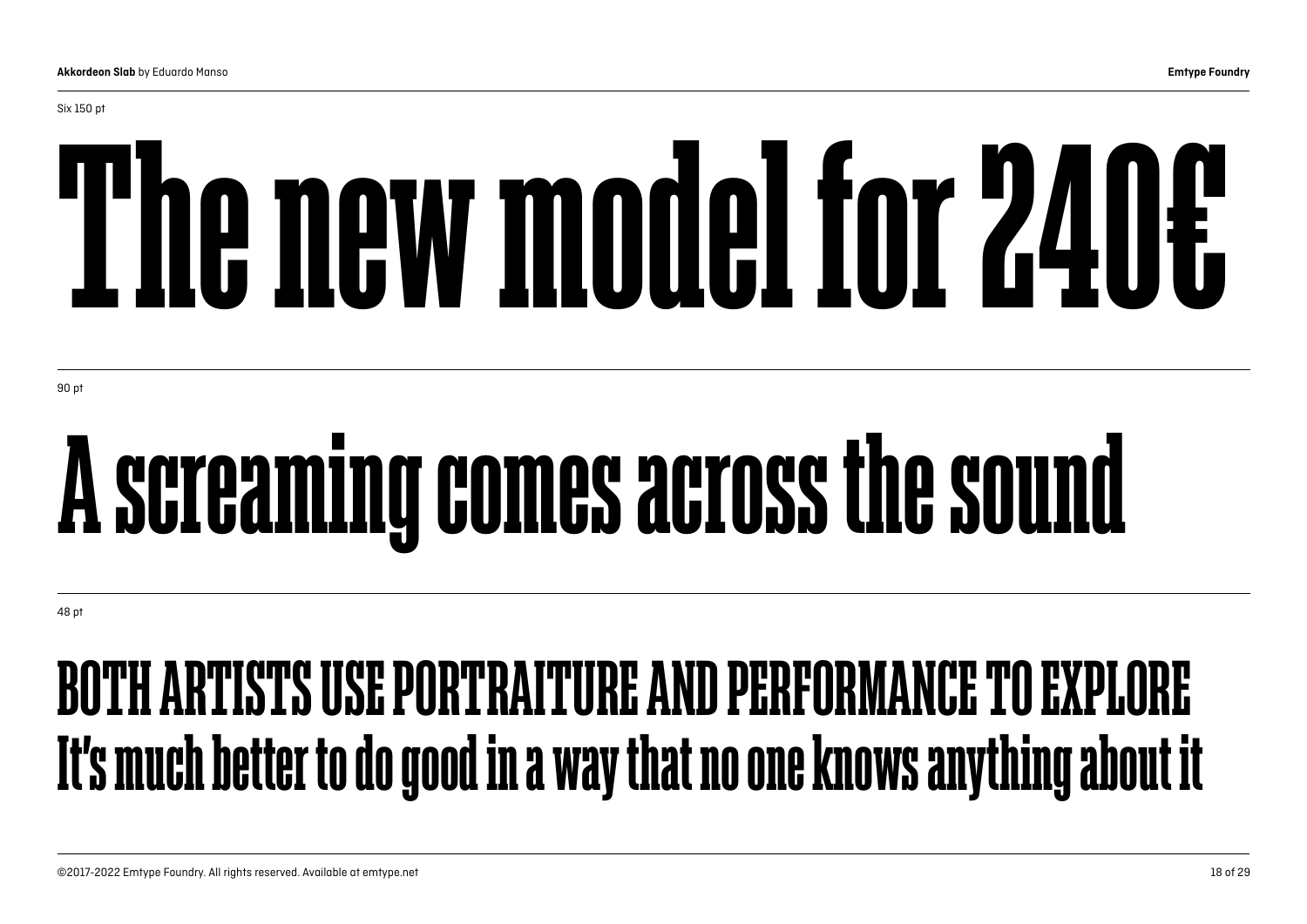Six 150 pt

# The new model for 240€

90 pt

## A screaming comes across the sound

48 pt

### BOTH ARTISTS USE PORTRAITURE AND PERFORMANCE TO EXPLORE
### It's much better to do good in a way that no one knows anything about it

©2017-2022 Emtype Foundry. All rights reserved. Available at emtype.net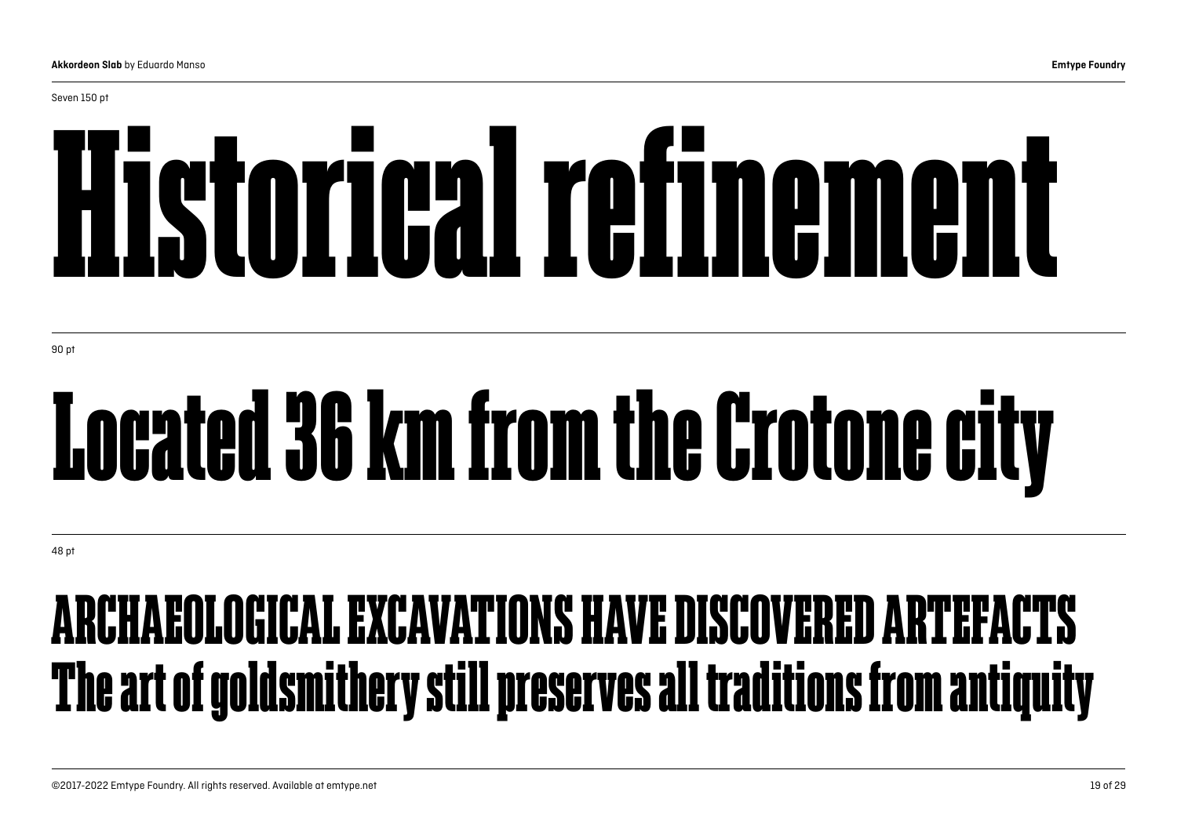Seven 150 pt

# Historical refinement

90 pt

## Located 36 km from the Crotone city

48 pt

### ARCHAEOLOGICAL EXCAVATIONS HAVE DISCOVERED ARTEFACTS
### The art of goldsmithery still preserves all traditions from antiquity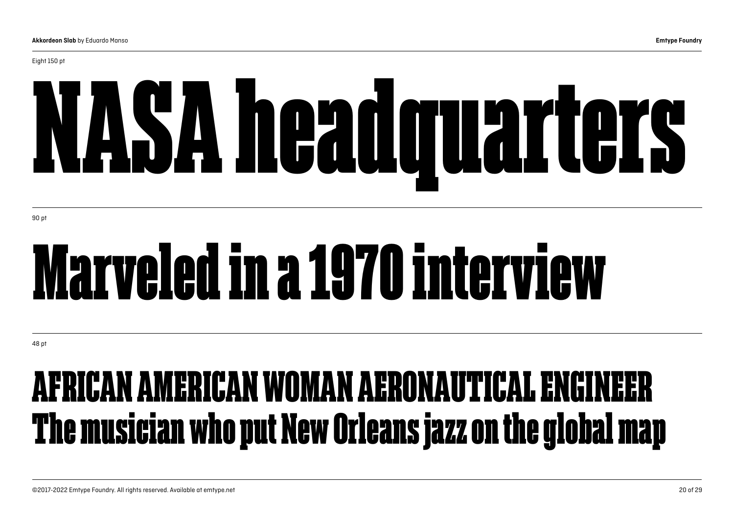Eight 150 pt

# NASA headquarters

90 pt

## Marveled in a 1970 interview

48 pt

### AFRICAN AMERICAN WOMAN AERONAUTICAL ENGINEER
### The musician who put New Orleans jazz on the global map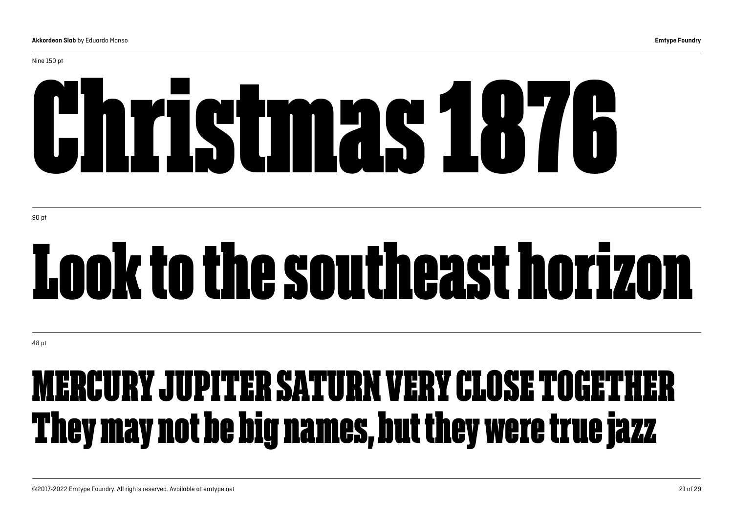Nine 150 pt

# Christmas 1876

90 pt

# Look to the southeast horizon

48 pt

## MERCURY JUPITER SATURN VERY CLOSE TOGETHER
## They may not be big names, but they were true jazz

©2017-2022 Emtype Foundry. All rights reserved. Available at emtype.net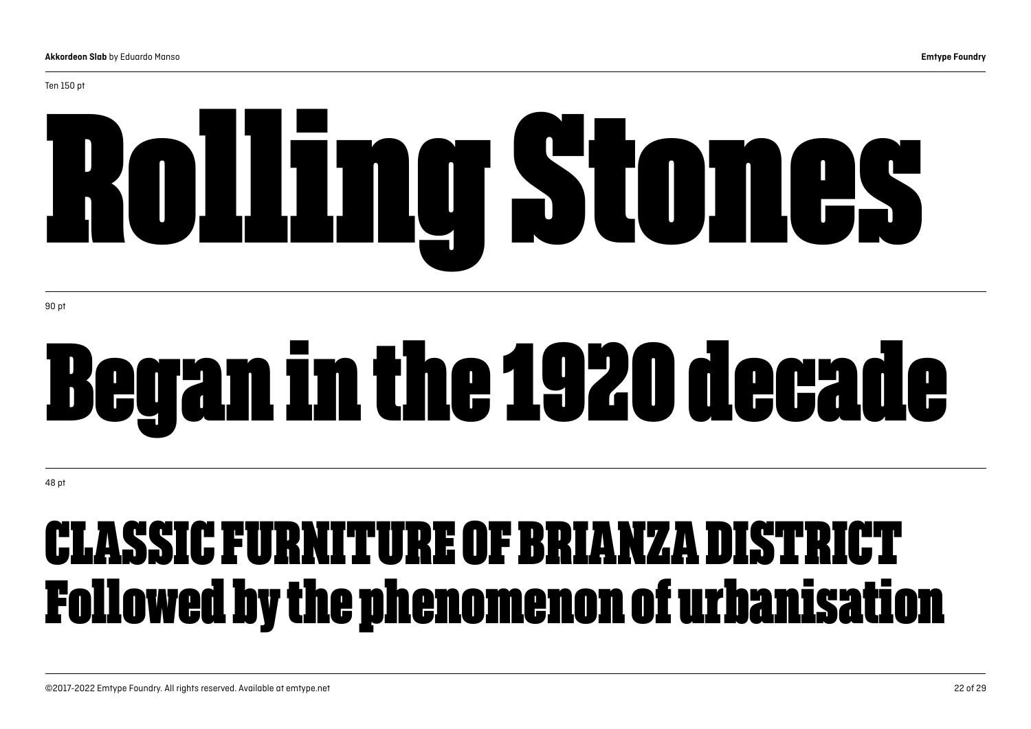Ten 150 pt

# Rolling Stones

90 pt

# Began in the 1920 decade

48 pt

## CLASSIC FURNITURE OF BRIANZA DISTRICT
## Followed by the phenomenon of urbanisation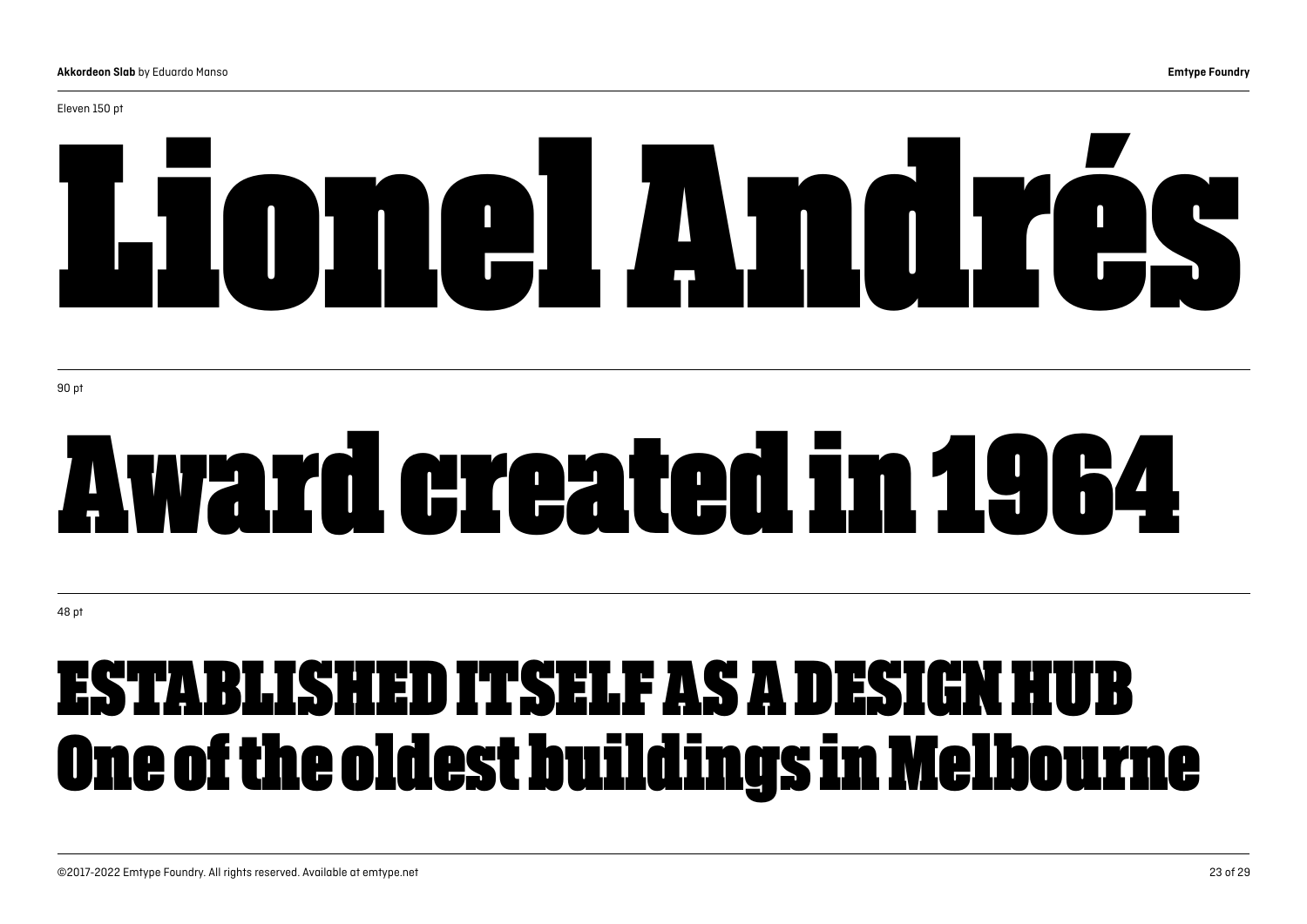Eleven 150 pt

# Lionel Andrés

90 pt

# Award created in 1964

48 pt

## ESTABLISHED ITSELF AS A DESIGN HUB
## One of the oldest buildings in Melbourne

©2017-2022 Emtype Foundry. All rights reserved. Available at emtype.net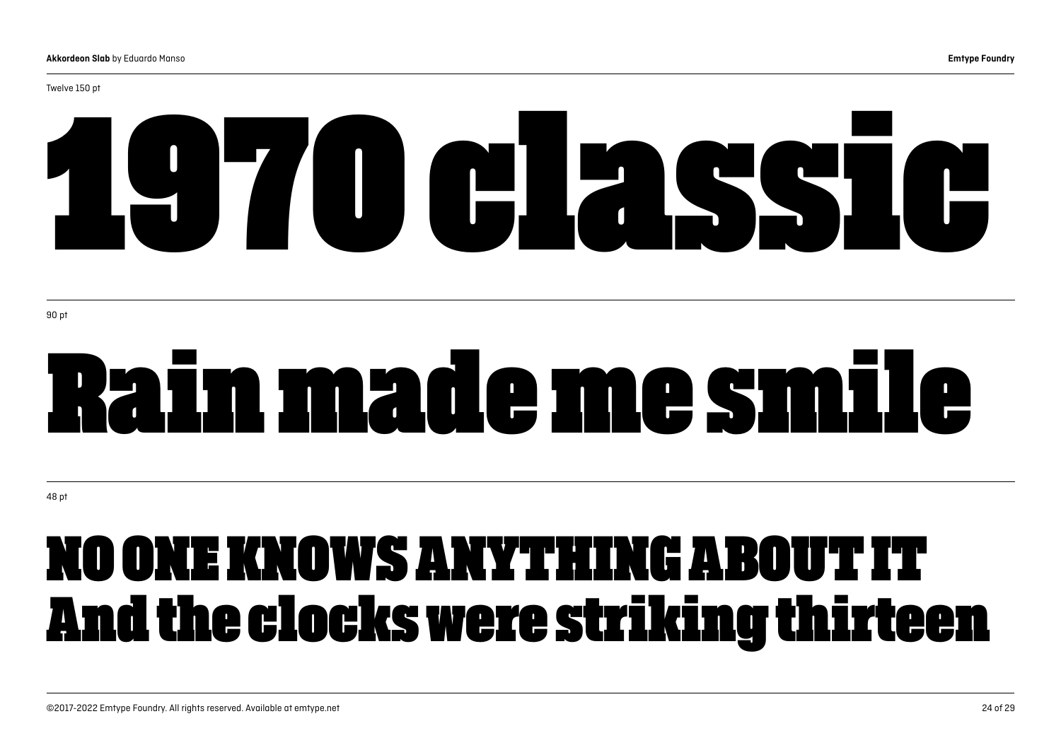Twelve 150 pt

1970 classic

90 pt

Rain made me smile

48 pt

NO ONE KNOWS ANYTHING ABOUT IT
And the clocks were striking thirteen

©2017-2022 Emtype Foundry. All rights reserved. Available at emtype.net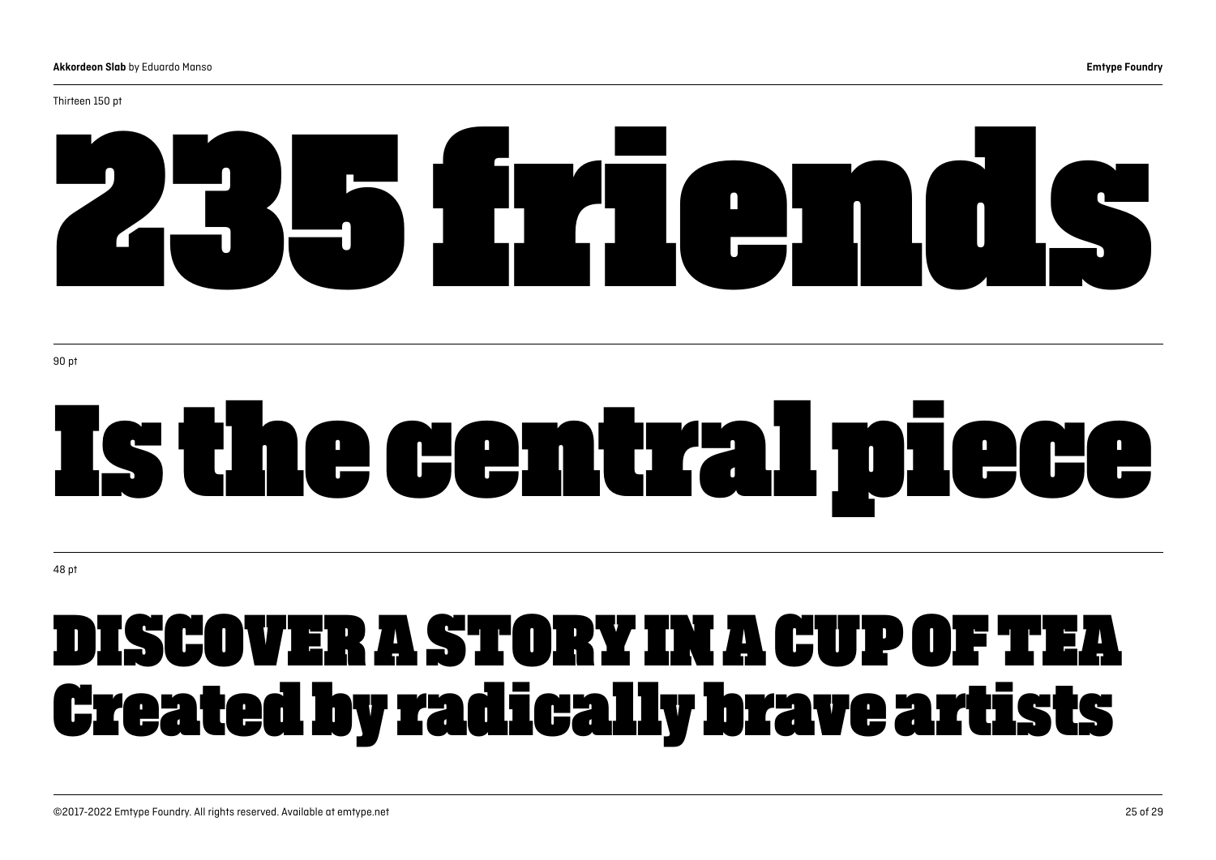Thirteen 150 pt

# 235 friends

90 pt

# Is the central piece

48 pt

## DISCOVER A STORY IN A CUP OF TEA
## Created by radically brave artists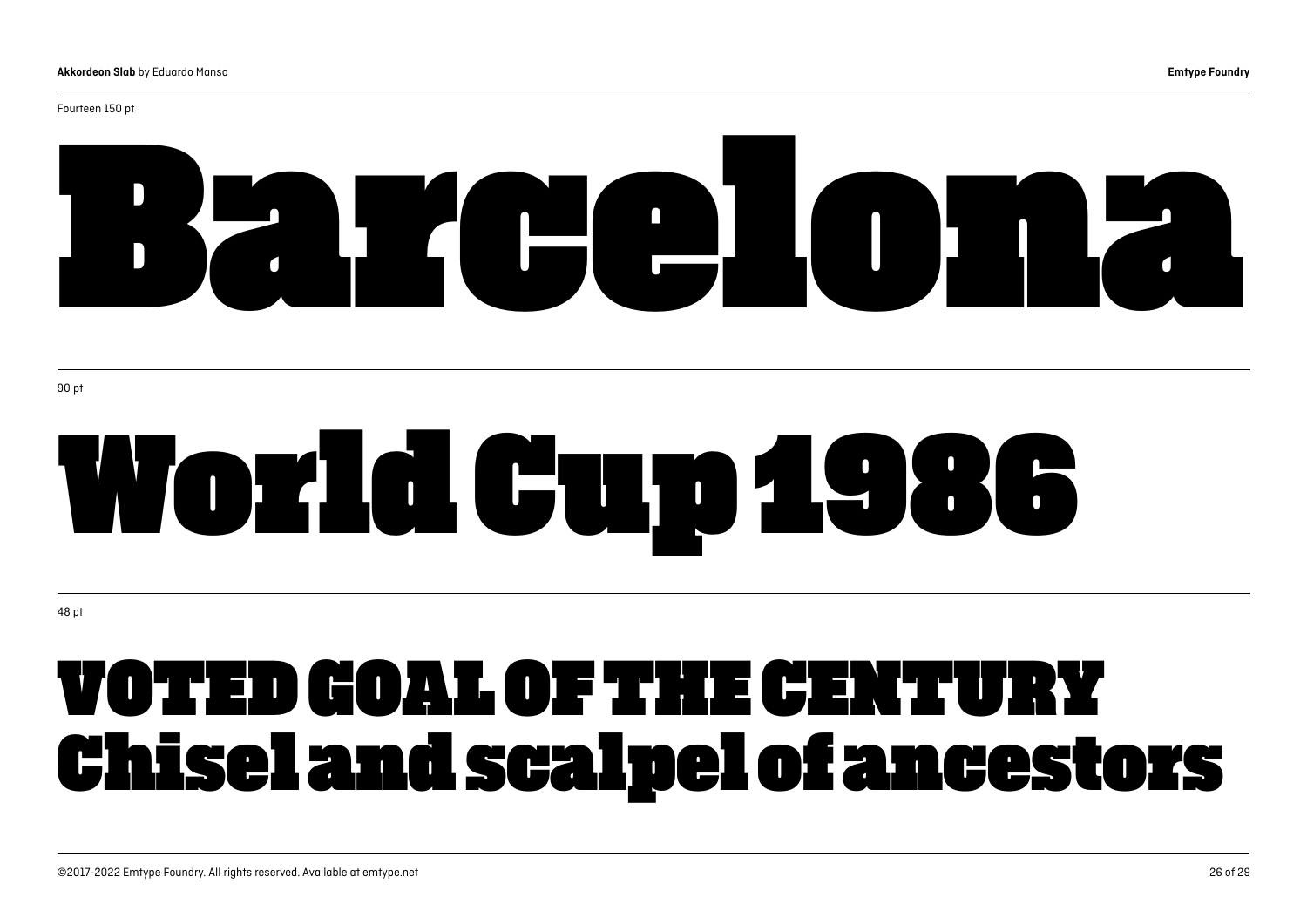Fourteen 150 pt

# Barcelona

90 pt

# World Cup 1986

48 pt

## VOTED GOAL OF THE CENTURY Chisel and scalpel of ancestors

©2017-2022 Emtype Foundry. All rights reserved. Available at emtype.net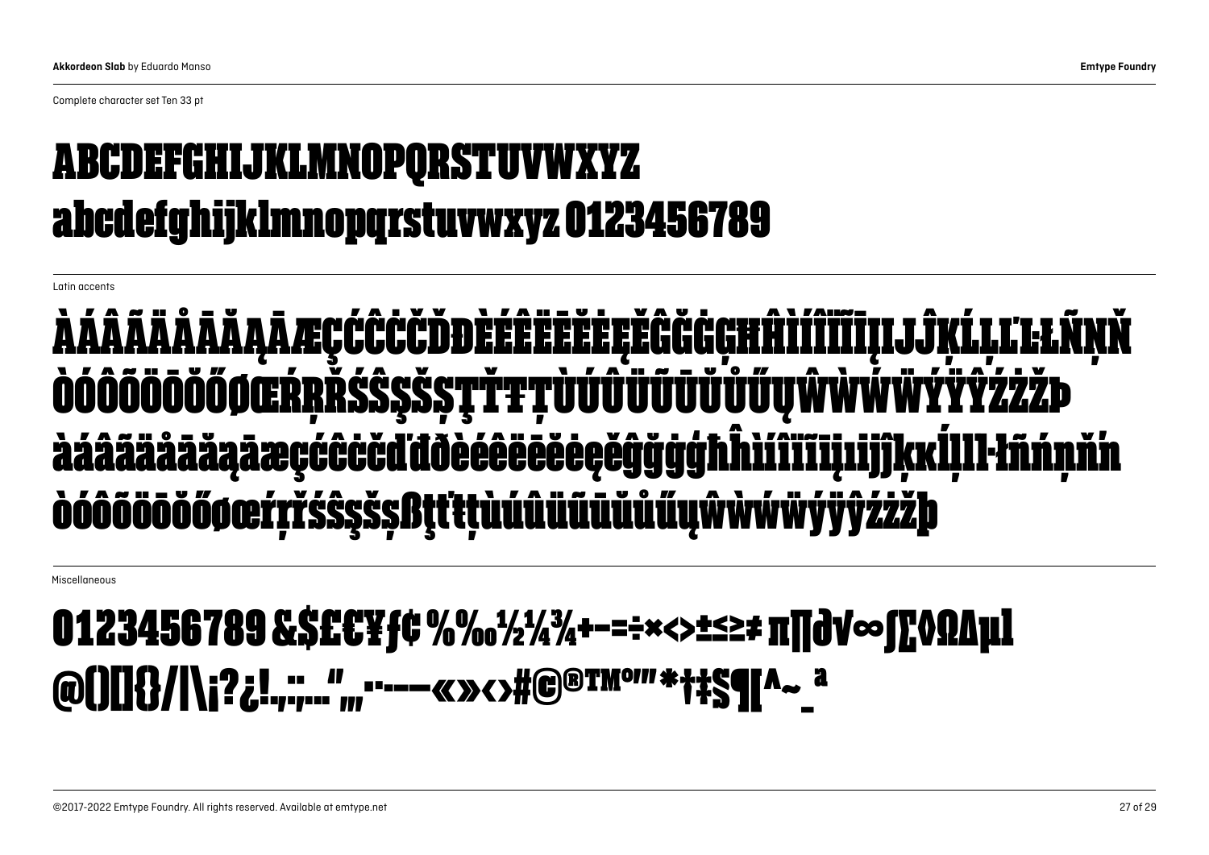**Akkordeon Slab** by Eduardo Manso

**Emtype Foundry**

Complete character set Ten 33 pt

# ABCDEFGHIJKLMNOPQRSTUVWXYZ
# abcdefghijklmnopqrstuvwxyz 0123456789

Latin accents

# ÀÁÂÃÄÅĀĂĄÃÆÇĆĈĊČĎĐÈÉÊËĒĔĖĘĚĜĞĠĢĤĦÌÍÎÏĨĪĮIJĴĶĹĻĽĿŁÑŅŇ
# ÒÓÔÕÖŌŎŐØŒŔŖŘŚŜŞŠȘŢŤŦȚÙÚÛÜŨŪŬŮŰŲŴẀẂẄỲÝŶŸŹŻŽÞ
# àáâãäåāăąãæçćĉċčďđèéêëēĕėęěĝğġģĥħìíîïĩīįıijĵķĸĺļľŀłñńņňŉ
# òóôõöōŏőøœŕŗřśŝşšșßţťŧțùúûüũūŭůűųŵẁẃẅỳýŷÿźżžþ

Miscellaneous

# 0123456789 &$£€¥ƒ¢ %‰½¼¾+−=÷×<>±≤≥≠ π∏∂√∞∫∑◊ΩΔµl
# @(){}[]/|\¡?¿!.,:;…‘’“”‚„·•-–—«»‹›#©®™º′″*†‡§¶|^~_ª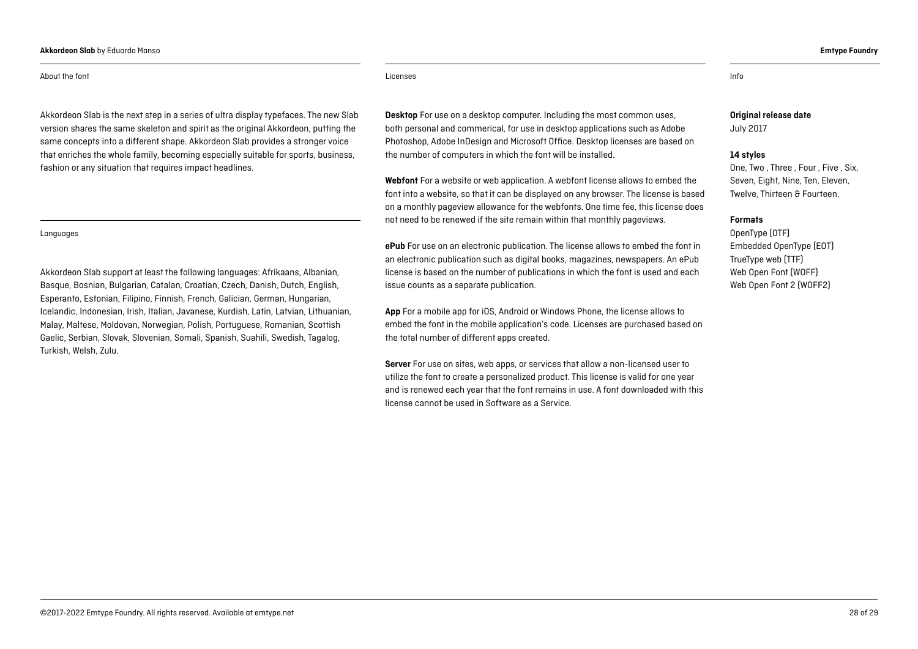## About the font

Akkordeon Slab is the next step in a series of ultra display typefaces. The new Slab version shares the same skeleton and spirit as the original Akkordeon, putting the same concepts into a different shape. Akkordeon Slab provides a stronger voice that enriches the whole family, becoming especially suitable for sports, business, fashion or any situation that requires impact headlines.

## Languages

Akkordeon Slab support at least the following languages: Afrikaans, Albanian, Basque, Bosnian, Bulgarian, Catalan, Croatian, Czech, Danish, Dutch, English, Esperanto, Estonian, Filipino, Finnish, French, Galician, German, Hungarian, Icelandic, Indonesian, Irish, Italian, Javanese, Kurdish, Latin, Latvian, Lithuanian, Malay, Maltese, Moldovan, Norwegian, Polish, Portuguese, Romanian, Scottish Gaelic, Serbian, Slovak, Slovenian, Somali, Spanish, Suahili, Swedish, Tagalog, Turkish, Welsh, Zulu.

## Licenses

**Desktop** For use on a desktop computer. Including the most common uses, both personal and commerical, for use in desktop applications such as Adobe Photoshop, Adobe InDesign and Microsoft Office. Desktop licenses are based on the number of computers in which the font will be installed.

**Webfont** For a website or web application. A webfont license allows to embed the font into a website, so that it can be displayed on any browser. The license is based on a monthly pageview allowance for the webfonts. One time fee, this license does not need to be renewed if the site remain within that monthly pageviews.

**ePub** For use on an electronic publication. The license allows to embed the font in an electronic publication such as digital books, magazines, newspapers. An ePub license is based on the number of publications in which the font is used and each issue counts as a separate publication.

**App** For a mobile app for iOS, Android or Windows Phone, the license allows to embed the font in the mobile application's code. Licenses are purchased based on the total number of different apps created.

**Server** For use on sites, web apps, or services that allow a non-licensed user to utilize the font to create a personalized product. This license is valid for one year and is renewed each year that the font remains in use. A font downloaded with this license cannot be used in Software as a Service.

## Info

**Original release date**
July 2017

**14 styles**
One, Two , Three , Four , Five , Six, Seven, Eight, Nine, Ten, Eleven, Twelve, Thirteen & Fourteen.

**Formats**
OpenType (OTF)
Embedded OpenType (EOT)
TrueType web (TTF)
Web Open Font (WOFF)
Web Open Font 2 (WOFF2)

©2017-2022 Emtype Foundry. All rights reserved. Available at emtype.net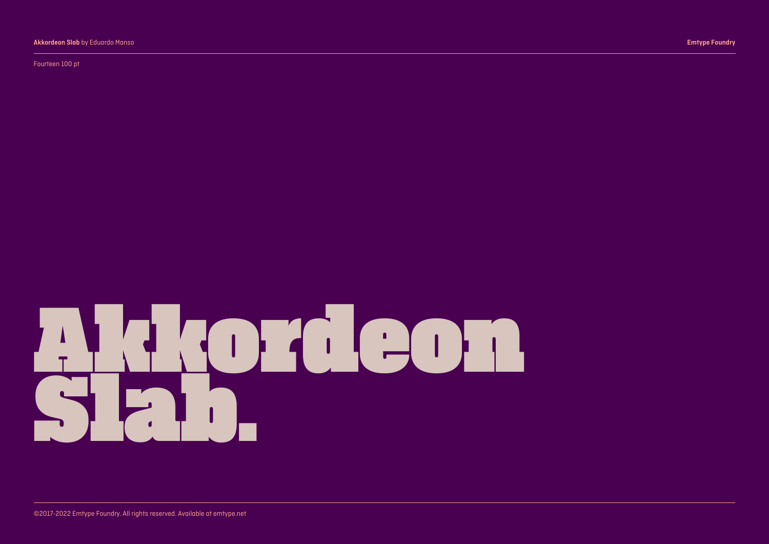**Akkordeon Slab** by Eduardo Manso

**Emtype Foundry**

Fourteen 100 pt

# Akkordeon Slab.

©2017-2022 Emtype Foundry. All rights reserved. Available at emtype.net